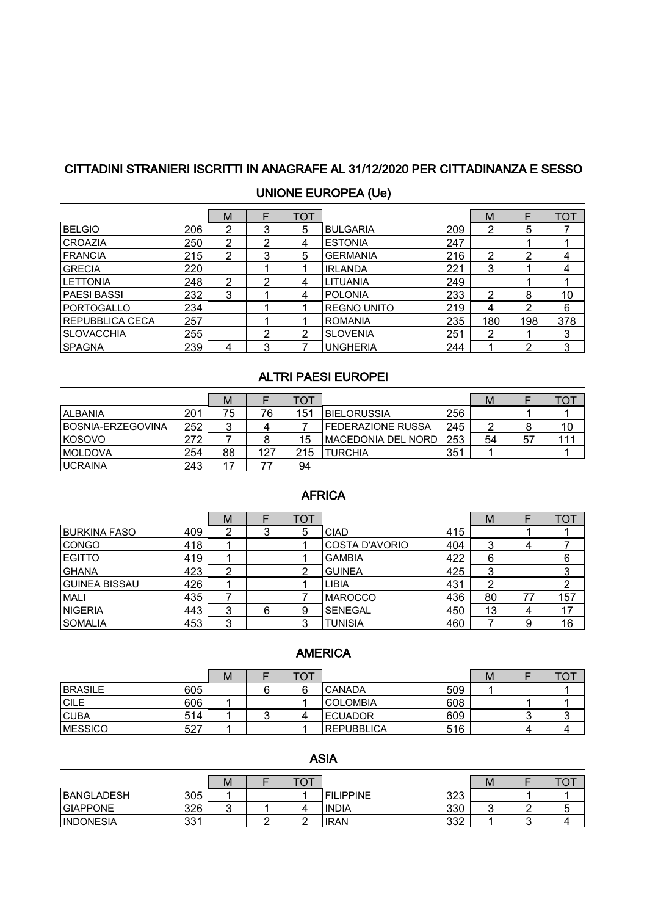## CITTADINI STRANIERI ISCRITTI IN ANAGRAFE AL 31/12/2020 PER CITTADINANZA E SESSO

### UNIONE EUROPEA (Ue)

| | | M | F | TOT | | | M | F | TOT |
|---|---|---|---|---|---|---|---|---|---|
| BELGIO | 206 | 2 | 3 | 5 | BULGARIA | 209 | 2 | 5 | 7 |
| CROAZIA | 250 | 2 | 2 | 4 | ESTONIA | 247 | | 1 | 1 |
| FRANCIA | 215 | 2 | 3 | 5 | GERMANIA | 216 | 2 | 2 | 4 |
| GRECIA | 220 | | 1 | 1 | IRLANDA | 221 | 3 | 1 | 4 |
| LETTONIA | 248 | 2 | 2 | 4 | LITUANIA | 249 | | 1 | 1 |
| PAESI BASSI | 232 | 3 | 1 | 4 | POLONIA | 233 | 2 | 8 | 10 |
| PORTOGALLO | 234 | | 1 | 1 | REGNO UNITO | 219 | 4 | 2 | 6 |
| REPUBBLICA CECA | 257 | | 1 | 1 | ROMANIA | 235 | 180 | 198 | 378 |
| SLOVACCHIA | 255 | | 2 | 2 | SLOVENIA | 251 | 2 | 1 | 3 |
| SPAGNA | 239 | 4 | 3 | 7 | UNGHERIA | 244 | 1 | 2 | 3 |

### ALTRI PAESI EUROPEI

| | | M | F | TOT | | | M | F | TOT |
|---|---|---|---|---|---|---|---|---|---|
| ALBANIA | 201 | 75 | 76 | 151 | BIELORUSSIA | 256 | | 1 | 1 |
| BOSNIA-ERZEGOVINA | 252 | 3 | 4 | 7 | FEDERAZIONE RUSSA | 245 | 2 | 8 | 10 |
| KOSOVO | 272 | 7 | 8 | 15 | MACEDONIA DEL NORD | 253 | 54 | 57 | 111 |
| MOLDOVA | 254 | 88 | 127 | 215 | TURCHIA | 351 | 1 | | 1 |
| UCRAINA | 243 | 17 | 77 | 94 | | | | | |

### AFRICA

| | | M | F | TOT | | | M | F | TOT |
|---|---|---|---|---|---|---|---|---|---|
| BURKINA FASO | 409 | 2 | 3 | 5 | CIAD | 415 | | 1 | 1 |
| CONGO | 418 | 1 | | 1 | COSTA D'AVORIO | 404 | 3 | 4 | 7 |
| EGITTO | 419 | 1 | | 1 | GAMBIA | 422 | 6 | | 6 |
| GHANA | 423 | 2 | | 2 | GUINEA | 425 | 3 | | 3 |
| GUINEA BISSAU | 426 | 1 | | 1 | LIBIA | 431 | 2 | | 2 |
| MALI | 435 | 7 | | 7 | MAROCCO | 436 | 80 | 77 | 157 |
| NIGERIA | 443 | 3 | 6 | 9 | SENEGAL | 450 | 13 | 4 | 17 |
| SOMALIA | 453 | 3 | | 3 | TUNISIA | 460 | 7 | 9 | 16 |

### AMERICA

| | | M | F | TOT | | | M | F | TOT |
|---|---|---|---|---|---|---|---|---|---|
| BRASILE | 605 | | 6 | 6 | CANADA | 509 | 1 | | 1 |
| CILE | 606 | 1 | | 1 | COLOMBIA | 608 | | 1 | 1 |
| CUBA | 514 | 1 | 3 | 4 | ECUADOR | 609 | | 3 | 3 |
| MESSICO | 527 | 1 | | 1 | REPUBBLICA | 516 | | 4 | 4 |

### ASIA

| | | M | F | TOT | | | M | F | TOT |
|---|---|---|---|---|---|---|---|---|---|
| BANGLADESH | 305 | 1 | | 1 | FILIPPINE | 323 | | 1 | 1 |
| GIAPPONE | 326 | 3 | 1 | 4 | INDIA | 330 | 3 | 2 | 5 |
| INDONESIA | 331 | | 2 | 2 | IRAN | 332 | 1 | 3 | 4 |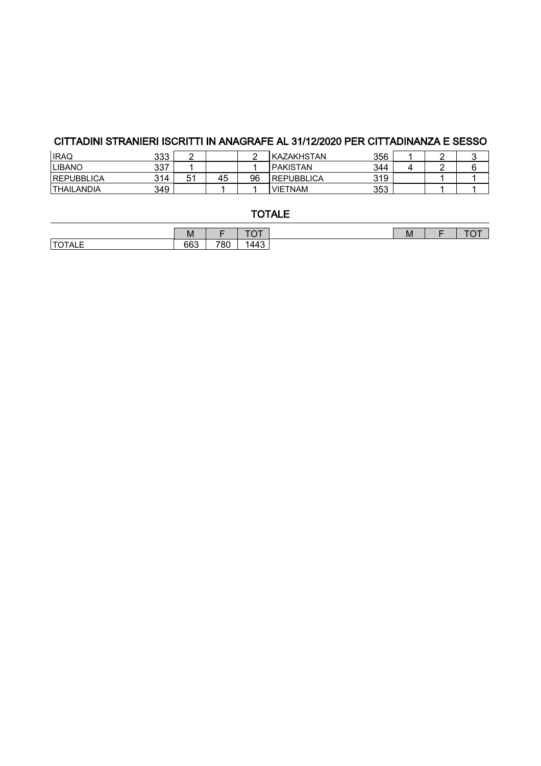## CITTADINI STRANIERI ISCRITTI IN ANAGRAFE AL 31/12/2020 PER CITTADINANZA E SESSO

| | | | | | | | | | |
|---|---|---|---|---|---|---|---|---|---|
| IRAQ | 333 | 2 | | 2 | KAZAKHSTAN | 356 | 1 | 2 | 3 |
| LIBANO | 337 | 1 | | 1 | PAKISTAN | 344 | 4 | 2 | 6 |
| REPUBBLICA | 314 | 51 | 45 | 96 | REPUBBLICA | 319 | | 1 | 1 |
| THAILANDIA | 349 | | 1 | 1 | VIETNAM | 353 | | 1 | 1 |

## TOTALE

| | M | F | TOT | | M | F | TOT |
|---|---|---|---|---|---|---|---|
| TOTALE | 663 | 780 | 1443 | | | | |